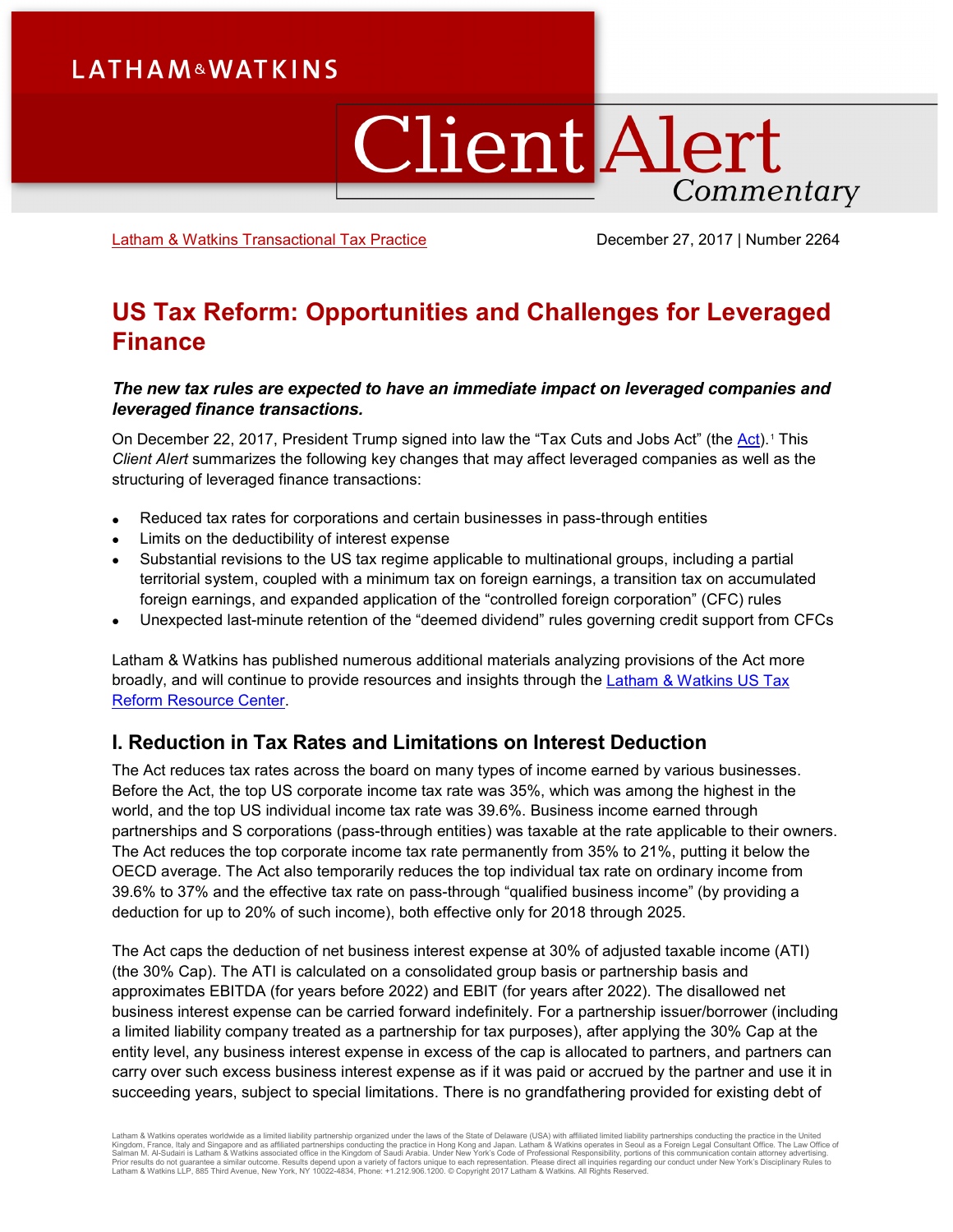LATHAM & WATKINS

# Client Alert Commentary

Latham & Watkins Transactional Tax Practice

December 27, 2017 | Number 2264

# US Tax Reform: Opportunities and Challenges for Leveraged Finance

***The new tax rules are expected to have an immediate impact on leveraged companies and leveraged finance transactions.***

On December 22, 2017, President Trump signed into law the "Tax Cuts and Jobs Act" (the Act).[1] This *Client Alert* summarizes the following key changes that may affect leveraged companies as well as the structuring of leveraged finance transactions:

- Reduced tax rates for corporations and certain businesses in pass-through entities
- Limits on the deductibility of interest expense
- Substantial revisions to the US tax regime applicable to multinational groups, including a partial territorial system, coupled with a minimum tax on foreign earnings, a transition tax on accumulated foreign earnings, and expanded application of the "controlled foreign corporation" (CFC) rules
- Unexpected last-minute retention of the "deemed dividend" rules governing credit support from CFCs

Latham & Watkins has published numerous additional materials analyzing provisions of the Act more broadly, and will continue to provide resources and insights through the Latham & Watkins US Tax Reform Resource Center.

## I. Reduction in Tax Rates and Limitations on Interest Deduction

The Act reduces tax rates across the board on many types of income earned by various businesses. Before the Act, the top US corporate income tax rate was 35%, which was among the highest in the world, and the top US individual income tax rate was 39.6%. Business income earned through partnerships and S corporations (pass-through entities) was taxable at the rate applicable to their owners. The Act reduces the top corporate income tax rate permanently from 35% to 21%, putting it below the OECD average. The Act also temporarily reduces the top individual tax rate on ordinary income from 39.6% to 37% and the effective tax rate on pass-through "qualified business income" (by providing a deduction for up to 20% of such income), both effective only for 2018 through 2025.

The Act caps the deduction of net business interest expense at 30% of adjusted taxable income (ATI) (the 30% Cap). The ATI is calculated on a consolidated group basis or partnership basis and approximates EBITDA (for years before 2022) and EBIT (for years after 2022). The disallowed net business interest expense can be carried forward indefinitely. For a partnership issuer/borrower (including a limited liability company treated as a partnership for tax purposes), after applying the 30% Cap at the entity level, any business interest expense in excess of the cap is allocated to partners, and partners can carry over such excess business interest expense as if it was paid or accrued by the partner and use it in succeeding years, subject to special limitations. There is no grandfathering provided for existing debt of

Latham & Watkins operates worldwide as a limited liability partnership organized under the laws of the State of Delaware (USA) with affiliated limited liability partnerships conducting the practice in the United Kingdom, France, Italy and Singapore and as affiliated partnerships conducting the practice in Hong Kong and Japan. Latham & Watkins operates in Seoul as a Foreign Legal Consultant Office. The Law Office of Salman M. Al-Sudairi is Latham & Watkins associated office in the Kingdom of Saudi Arabia. Under New York's Code of Professional Responsibility, portions of this communication contain attorney advertising. Prior results do not guarantee a similar outcome. Results depend upon a variety of factors unique to each representation. Please direct all inquiries regarding our conduct under New York's Disciplinary Rules to Latham & Watkins LLP, 885 Third Avenue, New York, NY 10022-4834, Phone: +1.212.906.1200. © Copyright 2017 Latham & Watkins. All Rights Reserved.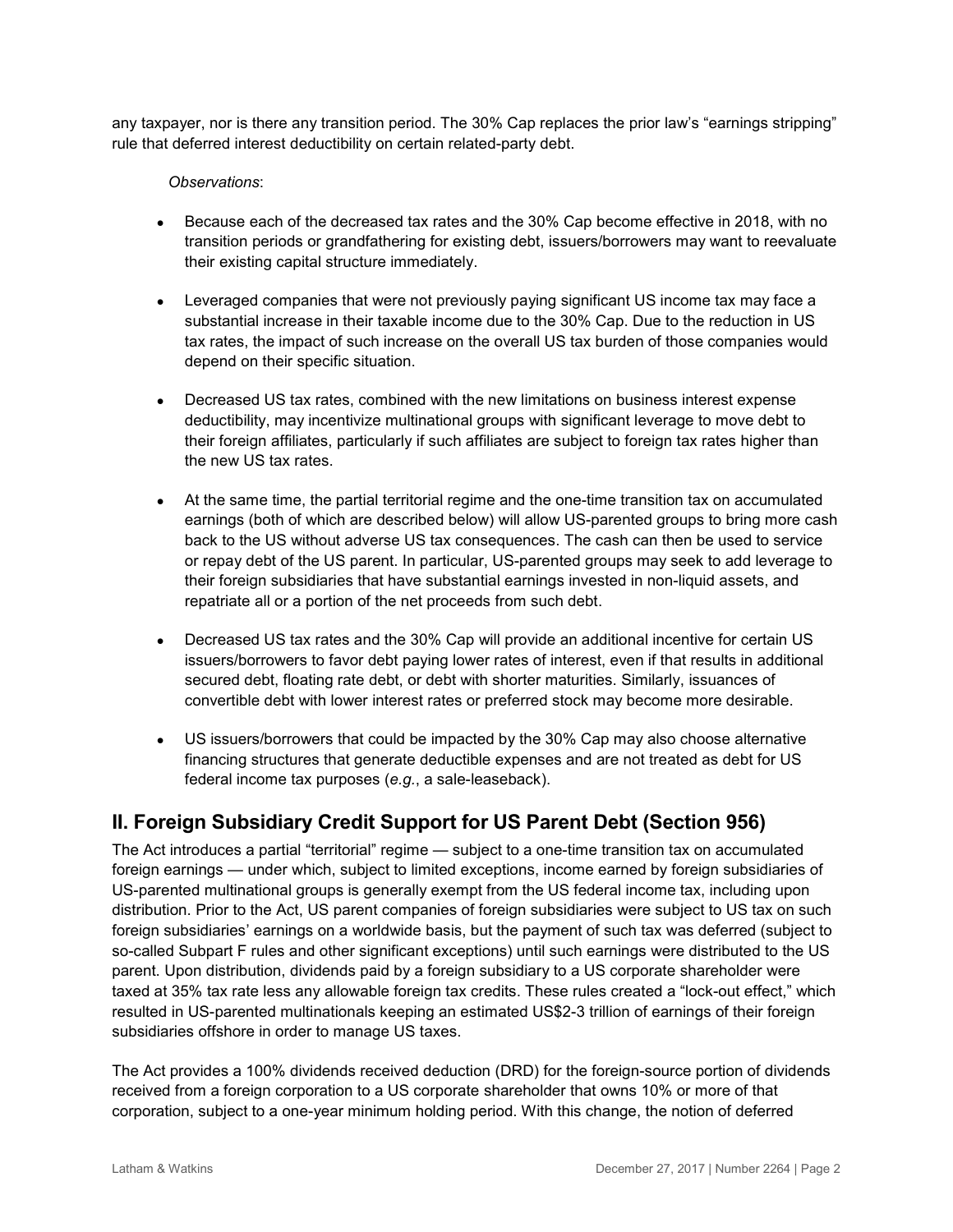any taxpayer, nor is there any transition period. The 30% Cap replaces the prior law's "earnings stripping" rule that deferred interest deductibility on certain related-party debt.

*Observations*:

- Because each of the decreased tax rates and the 30% Cap become effective in 2018, with no transition periods or grandfathering for existing debt, issuers/borrowers may want to reevaluate their existing capital structure immediately.
- Leveraged companies that were not previously paying significant US income tax may face a substantial increase in their taxable income due to the 30% Cap. Due to the reduction in US tax rates, the impact of such increase on the overall US tax burden of those companies would depend on their specific situation.
- Decreased US tax rates, combined with the new limitations on business interest expense deductibility, may incentivize multinational groups with significant leverage to move debt to their foreign affiliates, particularly if such affiliates are subject to foreign tax rates higher than the new US tax rates.
- At the same time, the partial territorial regime and the one-time transition tax on accumulated earnings (both of which are described below) will allow US-parented groups to bring more cash back to the US without adverse US tax consequences. The cash can then be used to service or repay debt of the US parent. In particular, US-parented groups may seek to add leverage to their foreign subsidiaries that have substantial earnings invested in non-liquid assets, and repatriate all or a portion of the net proceeds from such debt.
- Decreased US tax rates and the 30% Cap will provide an additional incentive for certain US issuers/borrowers to favor debt paying lower rates of interest, even if that results in additional secured debt, floating rate debt, or debt with shorter maturities. Similarly, issuances of convertible debt with lower interest rates or preferred stock may become more desirable.
- US issuers/borrowers that could be impacted by the 30% Cap may also choose alternative financing structures that generate deductible expenses and are not treated as debt for US federal income tax purposes (*e.g.*, a sale-leaseback).

## II. Foreign Subsidiary Credit Support for US Parent Debt (Section 956)

The Act introduces a partial "territorial" regime — subject to a one-time transition tax on accumulated foreign earnings — under which, subject to limited exceptions, income earned by foreign subsidiaries of US-parented multinational groups is generally exempt from the US federal income tax, including upon distribution. Prior to the Act, US parent companies of foreign subsidiaries were subject to US tax on such foreign subsidiaries' earnings on a worldwide basis, but the payment of such tax was deferred (subject to so-called Subpart F rules and other significant exceptions) until such earnings were distributed to the US parent. Upon distribution, dividends paid by a foreign subsidiary to a US corporate shareholder were taxed at 35% tax rate less any allowable foreign tax credits. These rules created a "lock-out effect," which resulted in US-parented multinationals keeping an estimated US$2-3 trillion of earnings of their foreign subsidiaries offshore in order to manage US taxes.

The Act provides a 100% dividends received deduction (DRD) for the foreign-source portion of dividends received from a foreign corporation to a US corporate shareholder that owns 10% or more of that corporation, subject to a one-year minimum holding period. With this change, the notion of deferred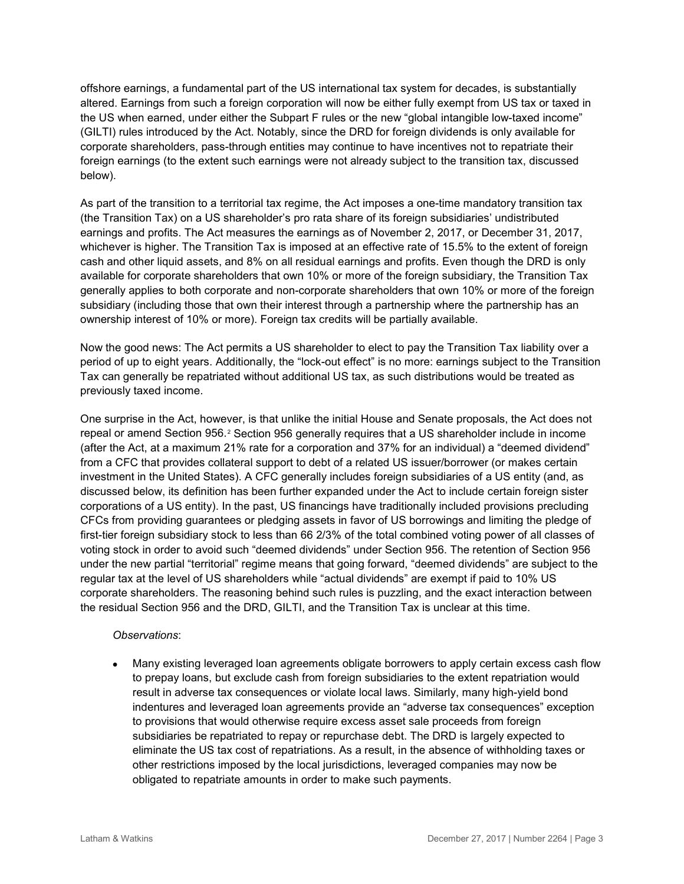offshore earnings, a fundamental part of the US international tax system for decades, is substantially altered. Earnings from such a foreign corporation will now be either fully exempt from US tax or taxed in the US when earned, under either the Subpart F rules or the new "global intangible low-taxed income" (GILTI) rules introduced by the Act. Notably, since the DRD for foreign dividends is only available for corporate shareholders, pass-through entities may continue to have incentives not to repatriate their foreign earnings (to the extent such earnings were not already subject to the transition tax, discussed below).

As part of the transition to a territorial tax regime, the Act imposes a one-time mandatory transition tax (the Transition Tax) on a US shareholder's pro rata share of its foreign subsidiaries' undistributed earnings and profits. The Act measures the earnings as of November 2, 2017, or December 31, 2017, whichever is higher. The Transition Tax is imposed at an effective rate of 15.5% to the extent of foreign cash and other liquid assets, and 8% on all residual earnings and profits. Even though the DRD is only available for corporate shareholders that own 10% or more of the foreign subsidiary, the Transition Tax generally applies to both corporate and non-corporate shareholders that own 10% or more of the foreign subsidiary (including those that own their interest through a partnership where the partnership has an ownership interest of 10% or more). Foreign tax credits will be partially available.

Now the good news: The Act permits a US shareholder to elect to pay the Transition Tax liability over a period of up to eight years. Additionally, the "lock-out effect" is no more: earnings subject to the Transition Tax can generally be repatriated without additional US tax, as such distributions would be treated as previously taxed income.

One surprise in the Act, however, is that unlike the initial House and Senate proposals, the Act does not repeal or amend Section 956.[2] Section 956 generally requires that a US shareholder include in income (after the Act, at a maximum 21% rate for a corporation and 37% for an individual) a "deemed dividend" from a CFC that provides collateral support to debt of a related US issuer/borrower (or makes certain investment in the United States). A CFC generally includes foreign subsidiaries of a US entity (and, as discussed below, its definition has been further expanded under the Act to include certain foreign sister corporations of a US entity). In the past, US financings have traditionally included provisions precluding CFCs from providing guarantees or pledging assets in favor of US borrowings and limiting the pledge of first-tier foreign subsidiary stock to less than 66 2/3% of the total combined voting power of all classes of voting stock in order to avoid such "deemed dividends" under Section 956. The retention of Section 956 under the new partial "territorial" regime means that going forward, "deemed dividends" are subject to the regular tax at the level of US shareholders while "actual dividends" are exempt if paid to 10% US corporate shareholders. The reasoning behind such rules is puzzling, and the exact interaction between the residual Section 956 and the DRD, GILTI, and the Transition Tax is unclear at this time.

*Observations*:

- Many existing leveraged loan agreements obligate borrowers to apply certain excess cash flow to prepay loans, but exclude cash from foreign subsidiaries to the extent repatriation would result in adverse tax consequences or violate local laws. Similarly, many high-yield bond indentures and leveraged loan agreements provide an "adverse tax consequences" exception to provisions that would otherwise require excess asset sale proceeds from foreign subsidiaries be repatriated to repay or repurchase debt. The DRD is largely expected to eliminate the US tax cost of repatriations. As a result, in the absence of withholding taxes or other restrictions imposed by the local jurisdictions, leveraged companies may now be obligated to repatriate amounts in order to make such payments.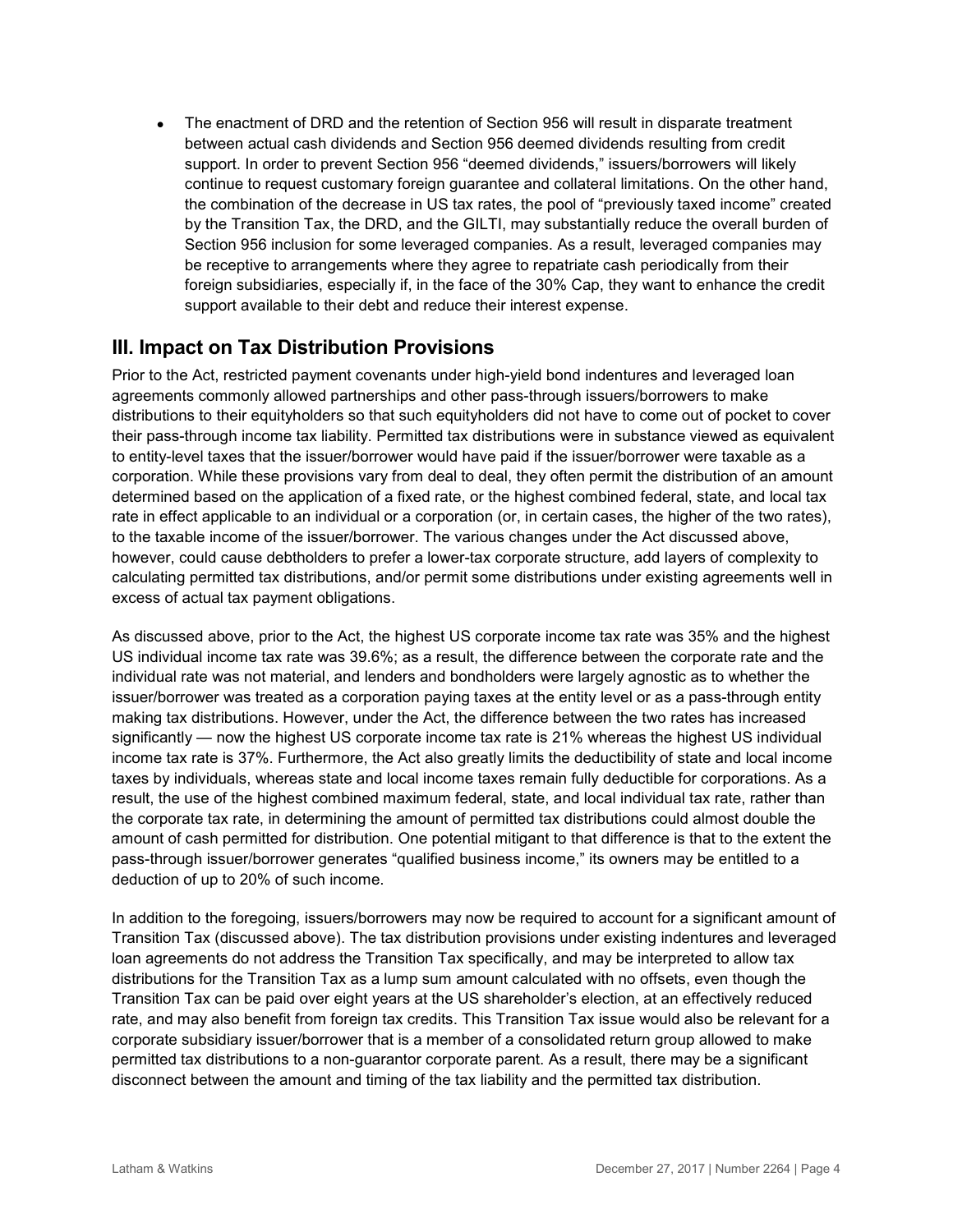- The enactment of DRD and the retention of Section 956 will result in disparate treatment between actual cash dividends and Section 956 deemed dividends resulting from credit support. In order to prevent Section 956 "deemed dividends," issuers/borrowers will likely continue to request customary foreign guarantee and collateral limitations. On the other hand, the combination of the decrease in US tax rates, the pool of "previously taxed income" created by the Transition Tax, the DRD, and the GILTI, may substantially reduce the overall burden of Section 956 inclusion for some leveraged companies. As a result, leveraged companies may be receptive to arrangements where they agree to repatriate cash periodically from their foreign subsidiaries, especially if, in the face of the 30% Cap, they want to enhance the credit support available to their debt and reduce their interest expense.

## III. Impact on Tax Distribution Provisions

Prior to the Act, restricted payment covenants under high-yield bond indentures and leveraged loan agreements commonly allowed partnerships and other pass-through issuers/borrowers to make distributions to their equityholders so that such equityholders did not have to come out of pocket to cover their pass-through income tax liability. Permitted tax distributions were in substance viewed as equivalent to entity-level taxes that the issuer/borrower would have paid if the issuer/borrower were taxable as a corporation. While these provisions vary from deal to deal, they often permit the distribution of an amount determined based on the application of a fixed rate, or the highest combined federal, state, and local tax rate in effect applicable to an individual or a corporation (or, in certain cases, the higher of the two rates), to the taxable income of the issuer/borrower. The various changes under the Act discussed above, however, could cause debtholders to prefer a lower-tax corporate structure, add layers of complexity to calculating permitted tax distributions, and/or permit some distributions under existing agreements well in excess of actual tax payment obligations.

As discussed above, prior to the Act, the highest US corporate income tax rate was 35% and the highest US individual income tax rate was 39.6%; as a result, the difference between the corporate rate and the individual rate was not material, and lenders and bondholders were largely agnostic as to whether the issuer/borrower was treated as a corporation paying taxes at the entity level or as a pass-through entity making tax distributions. However, under the Act, the difference between the two rates has increased significantly — now the highest US corporate income tax rate is 21% whereas the highest US individual income tax rate is 37%. Furthermore, the Act also greatly limits the deductibility of state and local income taxes by individuals, whereas state and local income taxes remain fully deductible for corporations. As a result, the use of the highest combined maximum federal, state, and local individual tax rate, rather than the corporate tax rate, in determining the amount of permitted tax distributions could almost double the amount of cash permitted for distribution. One potential mitigant to that difference is that to the extent the pass-through issuer/borrower generates "qualified business income," its owners may be entitled to a deduction of up to 20% of such income.

In addition to the foregoing, issuers/borrowers may now be required to account for a significant amount of Transition Tax (discussed above). The tax distribution provisions under existing indentures and leveraged loan agreements do not address the Transition Tax specifically, and may be interpreted to allow tax distributions for the Transition Tax as a lump sum amount calculated with no offsets, even though the Transition Tax can be paid over eight years at the US shareholder's election, at an effectively reduced rate, and may also benefit from foreign tax credits. This Transition Tax issue would also be relevant for a corporate subsidiary issuer/borrower that is a member of a consolidated return group allowed to make permitted tax distributions to a non-guarantor corporate parent. As a result, there may be a significant disconnect between the amount and timing of the tax liability and the permitted tax distribution.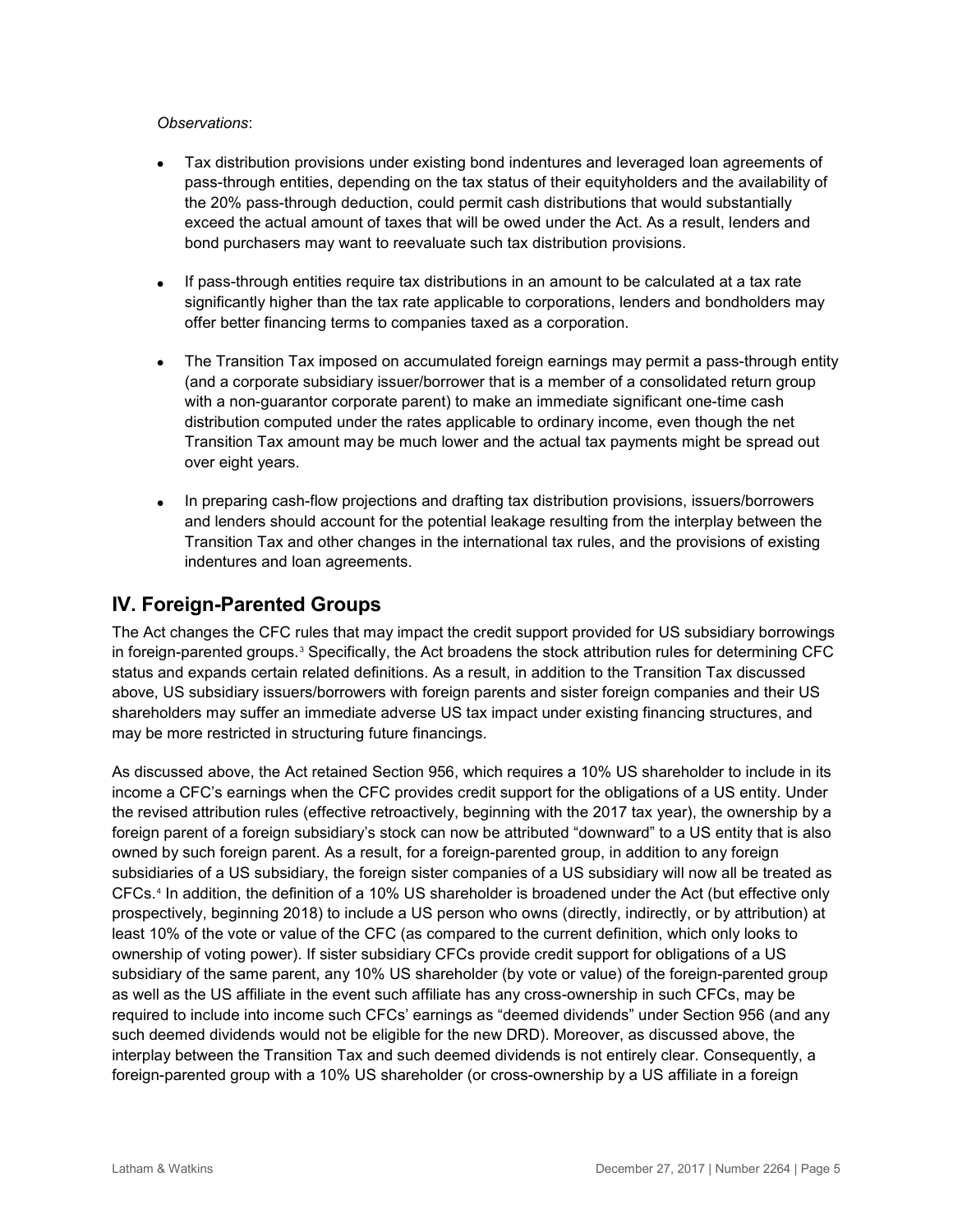*Observations*:

- Tax distribution provisions under existing bond indentures and leveraged loan agreements of pass-through entities, depending on the tax status of their equityholders and the availability of the 20% pass-through deduction, could permit cash distributions that would substantially exceed the actual amount of taxes that will be owed under the Act. As a result, lenders and bond purchasers may want to reevaluate such tax distribution provisions.

- If pass-through entities require tax distributions in an amount to be calculated at a tax rate significantly higher than the tax rate applicable to corporations, lenders and bondholders may offer better financing terms to companies taxed as a corporation.

- The Transition Tax imposed on accumulated foreign earnings may permit a pass-through entity (and a corporate subsidiary issuer/borrower that is a member of a consolidated return group with a non-guarantor corporate parent) to make an immediate significant one-time cash distribution computed under the rates applicable to ordinary income, even though the net Transition Tax amount may be much lower and the actual tax payments might be spread out over eight years.

- In preparing cash-flow projections and drafting tax distribution provisions, issuers/borrowers and lenders should account for the potential leakage resulting from the interplay between the Transition Tax and other changes in the international tax rules, and the provisions of existing indentures and loan agreements.

## IV. Foreign-Parented Groups

The Act changes the CFC rules that may impact the credit support provided for US subsidiary borrowings in foreign-parented groups.[3] Specifically, the Act broadens the stock attribution rules for determining CFC status and expands certain related definitions. As a result, in addition to the Transition Tax discussed above, US subsidiary issuers/borrowers with foreign parents and sister foreign companies and their US shareholders may suffer an immediate adverse US tax impact under existing financing structures, and may be more restricted in structuring future financings.

As discussed above, the Act retained Section 956, which requires a 10% US shareholder to include in its income a CFC's earnings when the CFC provides credit support for the obligations of a US entity. Under the revised attribution rules (effective retroactively, beginning with the 2017 tax year), the ownership by a foreign parent of a foreign subsidiary's stock can now be attributed "downward" to a US entity that is also owned by such foreign parent. As a result, for a foreign-parented group, in addition to any foreign subsidiaries of a US subsidiary, the foreign sister companies of a US subsidiary will now all be treated as CFCs.[4] In addition, the definition of a 10% US shareholder is broadened under the Act (but effective only prospectively, beginning 2018) to include a US person who owns (directly, indirectly, or by attribution) at least 10% of the vote or value of the CFC (as compared to the current definition, which only looks to ownership of voting power). If sister subsidiary CFCs provide credit support for obligations of a US subsidiary of the same parent, any 10% US shareholder (by vote or value) of the foreign-parented group as well as the US affiliate in the event such affiliate has any cross-ownership in such CFCs, may be required to include into income such CFCs' earnings as "deemed dividends" under Section 956 (and any such deemed dividends would not be eligible for the new DRD). Moreover, as discussed above, the interplay between the Transition Tax and such deemed dividends is not entirely clear. Consequently, a foreign-parented group with a 10% US shareholder (or cross-ownership by a US affiliate in a foreign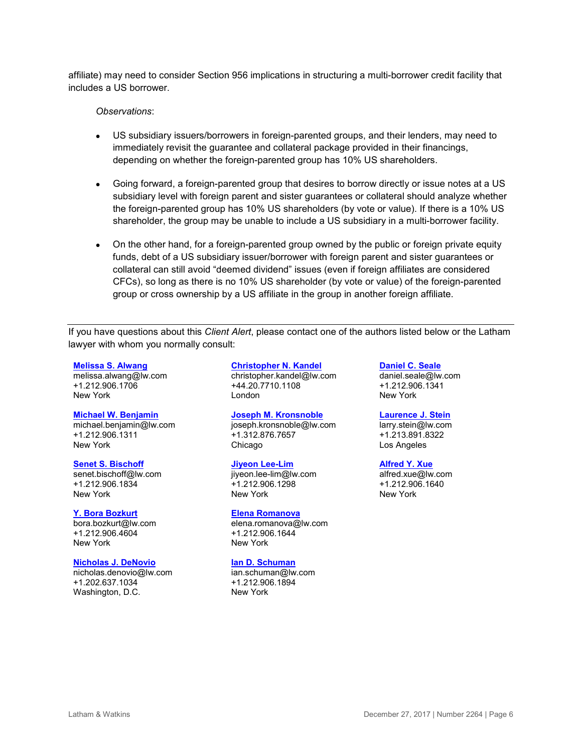affiliate) may need to consider Section 956 implications in structuring a multi-borrower credit facility that includes a US borrower.

*Observations*:

- US subsidiary issuers/borrowers in foreign-parented groups, and their lenders, may need to immediately revisit the guarantee and collateral package provided in their financings, depending on whether the foreign-parented group has 10% US shareholders.
- Going forward, a foreign-parented group that desires to borrow directly or issue notes at a US subsidiary level with foreign parent and sister guarantees or collateral should analyze whether the foreign-parented group has 10% US shareholders (by vote or value). If there is a 10% US shareholder, the group may be unable to include a US subsidiary in a multi-borrower facility.
- On the other hand, for a foreign-parented group owned by the public or foreign private equity funds, debt of a US subsidiary issuer/borrower with foreign parent and sister guarantees or collateral can still avoid "deemed dividend" issues (even if foreign affiliates are considered CFCs), so long as there is no 10% US shareholder (by vote or value) of the foreign-parented group or cross ownership by a US affiliate in the group in another foreign affiliate.

---

If you have questions about this *Client Alert*, please contact one of the authors listed below or the Latham lawyer with whom you normally consult:

**Melissa S. Alwang**
melissa.alwang@lw.com
+1.212.906.1706
New York

**Michael W. Benjamin**
michael.benjamin@lw.com
+1.212.906.1311
New York

**Senet S. Bischoff**
senet.bischoff@lw.com
+1.212.906.1834
New York

**Y. Bora Bozkurt**
bora.bozkurt@lw.com
+1.212.906.4604
New York

**Nicholas J. DeNovio**
nicholas.denovio@lw.com
+1.202.637.1034
Washington, D.C.

**Christopher N. Kandel**
christopher.kandel@lw.com
+44.20.7710.1108
London

**Joseph M. Kronsnoble**
joseph.kronsnoble@lw.com
+1.312.876.7657
Chicago

**Jiyeon Lee-Lim**
jiyeon.lee-lim@lw.com
+1.212.906.1298
New York

**Elena Romanova**
elena.romanova@lw.com
+1.212.906.1644
New York

**Ian D. Schuman**
ian.schuman@lw.com
+1.212.906.1894
New York

**Daniel C. Seale**
daniel.seale@lw.com
+1.212.906.1341
New York

**Laurence J. Stein**
larry.stein@lw.com
+1.213.891.8322
Los Angeles

**Alfred Y. Xue**
alfred.xue@lw.com
+1.212.906.1640
New York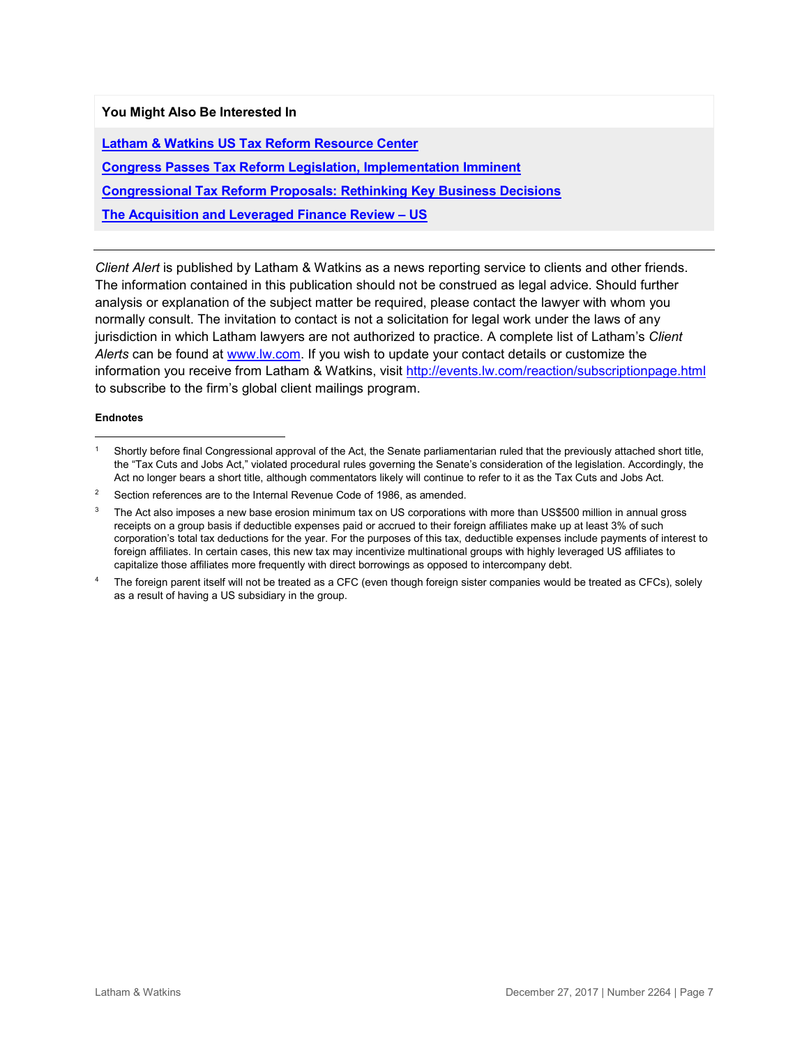**You Might Also Be Interested In**

**Latham & Watkins US Tax Reform Resource Center**

**Congress Passes Tax Reform Legislation, Implementation Imminent**

**Congressional Tax Reform Proposals: Rethinking Key Business Decisions**

**The Acquisition and Leveraged Finance Review – US**

---

*Client Alert* is published by Latham & Watkins as a news reporting service to clients and other friends. The information contained in this publication should not be construed as legal advice. Should further analysis or explanation of the subject matter be required, please contact the lawyer with whom you normally consult. The invitation to contact is not a solicitation for legal work under the laws of any jurisdiction in which Latham lawyers are not authorized to practice. A complete list of Latham's *Client Alerts* can be found at www.lw.com. If you wish to update your contact details or customize the information you receive from Latham & Watkins, visit http://events.lw.com/reaction/subscriptionpage.html to subscribe to the firm's global client mailings program.

**Endnotes**

[1] Shortly before final Congressional approval of the Act, the Senate parliamentarian ruled that the previously attached short title, the "Tax Cuts and Jobs Act," violated procedural rules governing the Senate's consideration of the legislation. Accordingly, the Act no longer bears a short title, although commentators likely will continue to refer to it as the Tax Cuts and Jobs Act.

[2] Section references are to the Internal Revenue Code of 1986, as amended.

[3] The Act also imposes a new base erosion minimum tax on US corporations with more than US$500 million in annual gross receipts on a group basis if deductible expenses paid or accrued to their foreign affiliates make up at least 3% of such corporation's total tax deductions for the year. For the purposes of this tax, deductible expenses include payments of interest to foreign affiliates. In certain cases, this new tax may incentivize multinational groups with highly leveraged US affiliates to capitalize those affiliates more frequently with direct borrowings as opposed to intercompany debt.

[4] The foreign parent itself will not be treated as a CFC (even though foreign sister companies would be treated as CFCs), solely as a result of having a US subsidiary in the group.